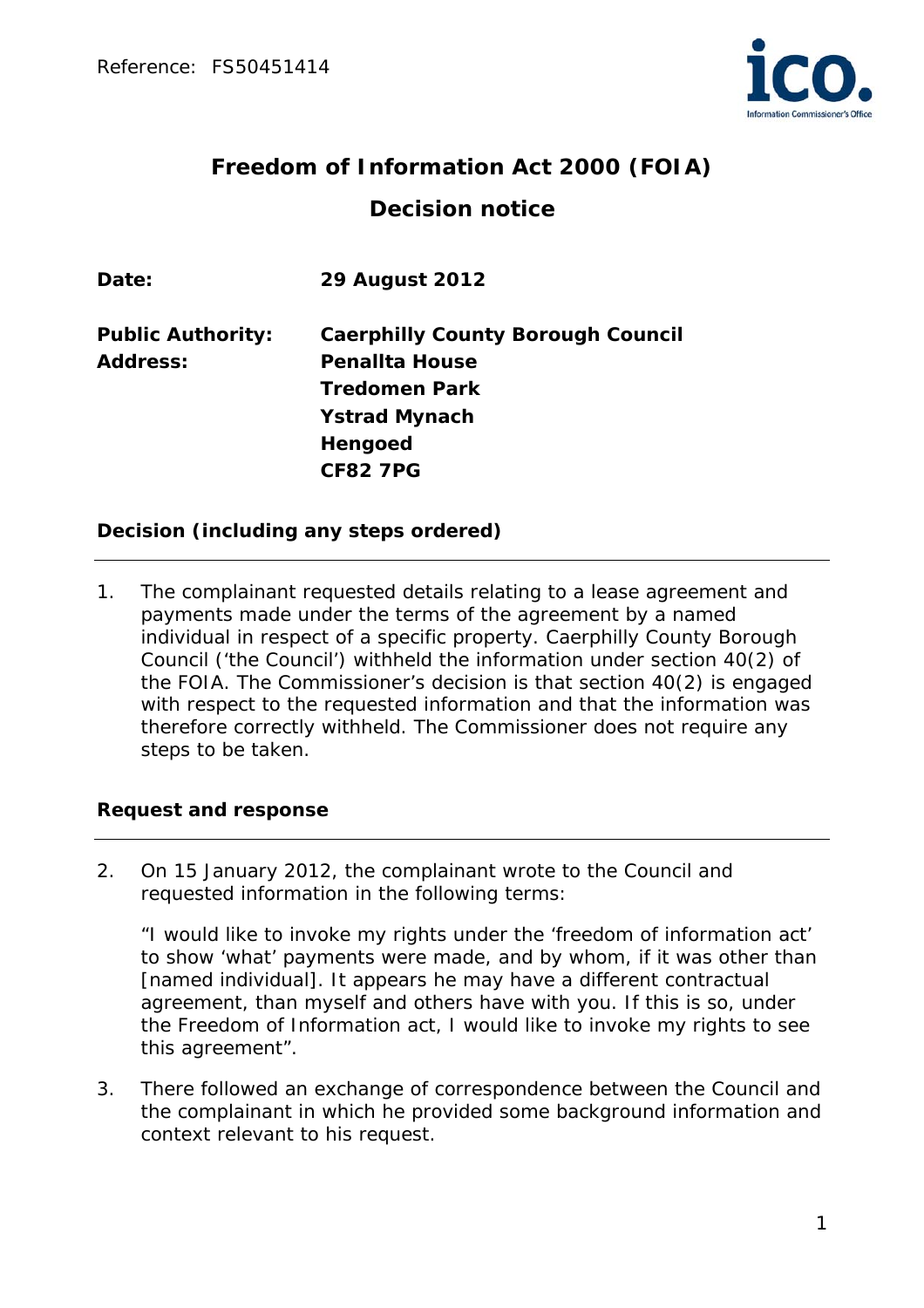Reference: FS50451414

# Freedom of Information Act 2000 (FOIA)

## Decision notice

**Date:** 29 August 2012

**Public Authority:** Caerphilly County Borough Council
**Address:** Penallta House
Tredomen Park
Ystrad Mynach
Hengoed
CF82 7PG

### Decision (including any steps ordered)

1. The complainant requested details relating to a lease agreement and payments made under the terms of the agreement by a named individual in respect of a specific property. Caerphilly County Borough Council ('the Council') withheld the information under section 40(2) of the FOIA. The Commissioner's decision is that section 40(2) is engaged with respect to the requested information and that the information was therefore correctly withheld. The Commissioner does not require any steps to be taken.

### Request and response

2. On 15 January 2012, the complainant wrote to the Council and requested information in the following terms:

   "I would like to invoke my rights under the 'freedom of information act' to show 'what' payments were made, and by whom, if it was other than [named individual]. It appears he may have a different contractual agreement, than myself and others have with you. If this is so, under the Freedom of Information act, I would like to invoke my rights to see this agreement".

3. There followed an exchange of correspondence between the Council and the complainant in which he provided some background information and context relevant to his request.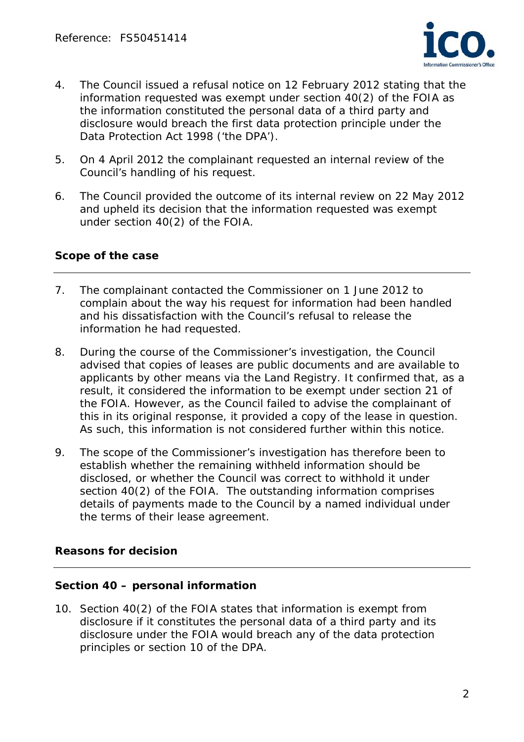4. The Council issued a refusal notice on 12 February 2012 stating that the information requested was exempt under section 40(2) of the FOIA as the information constituted the personal data of a third party and disclosure would breach the first data protection principle under the Data Protection Act 1998 ('the DPA').

5. On 4 April 2012 the complainant requested an internal review of the Council's handling of his request.

6. The Council provided the outcome of its internal review on 22 May 2012 and upheld its decision that the information requested was exempt under section 40(2) of the FOIA.

## Scope of the case

7. The complainant contacted the Commissioner on 1 June 2012 to complain about the way his request for information had been handled and his dissatisfaction with the Council's refusal to release the information he had requested.

8. During the course of the Commissioner's investigation, the Council advised that copies of leases are public documents and are available to applicants by other means via the Land Registry. It confirmed that, as a result, it considered the information to be exempt under section 21 of the FOIA. However, as the Council failed to advise the complainant of this in its original response, it provided a copy of the lease in question. As such, this information is not considered further within this notice.

9. The scope of the Commissioner's investigation has therefore been to establish whether the remaining withheld information should be disclosed, or whether the Council was correct to withhold it under section 40(2) of the FOIA. The outstanding information comprises details of payments made to the Council by a named individual under the terms of their lease agreement.

## Reasons for decision

### Section 40 – personal information

10. Section 40(2) of the FOIA states that information is exempt from disclosure if it constitutes the personal data of a third party and its disclosure under the FOIA would breach any of the data protection principles or section 10 of the DPA.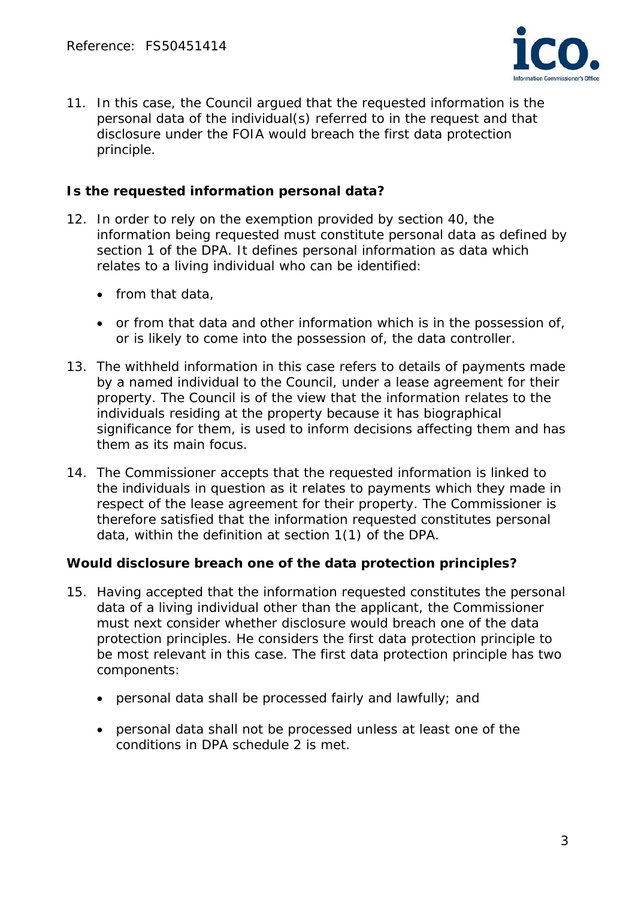11. In this case, the Council argued that the requested information is the personal data of the individual(s) referred to in the request and that disclosure under the FOIA would breach the first data protection principle.

**Is the requested information personal data?**

12. In order to rely on the exemption provided by section 40, the information being requested must constitute personal data as defined by section 1 of the DPA. It defines personal information as data which relates to a living individual who can be identified:

    - from that data,
    - or from that data and other information which is in the possession of, or is likely to come into the possession of, the data controller.

13. The withheld information in this case refers to details of payments made by a named individual to the Council, under a lease agreement for their property. The Council is of the view that the information relates to the individuals residing at the property because it has biographical significance for them, is used to inform decisions affecting them and has them as its main focus.

14. The Commissioner accepts that the requested information is linked to the individuals in question as it relates to payments which they made in respect of the lease agreement for their property. The Commissioner is therefore satisfied that the information requested constitutes personal data, within the definition at section 1(1) of the DPA.

**Would disclosure breach one of the data protection principles?**

15. Having accepted that the information requested constitutes the personal data of a living individual other than the applicant, the Commissioner must next consider whether disclosure would breach one of the data protection principles. He considers the first data protection principle to be most relevant in this case. The first data protection principle has two components:

    - personal data shall be processed fairly and lawfully; and
    - personal data shall not be processed unless at least one of the conditions in DPA schedule 2 is met.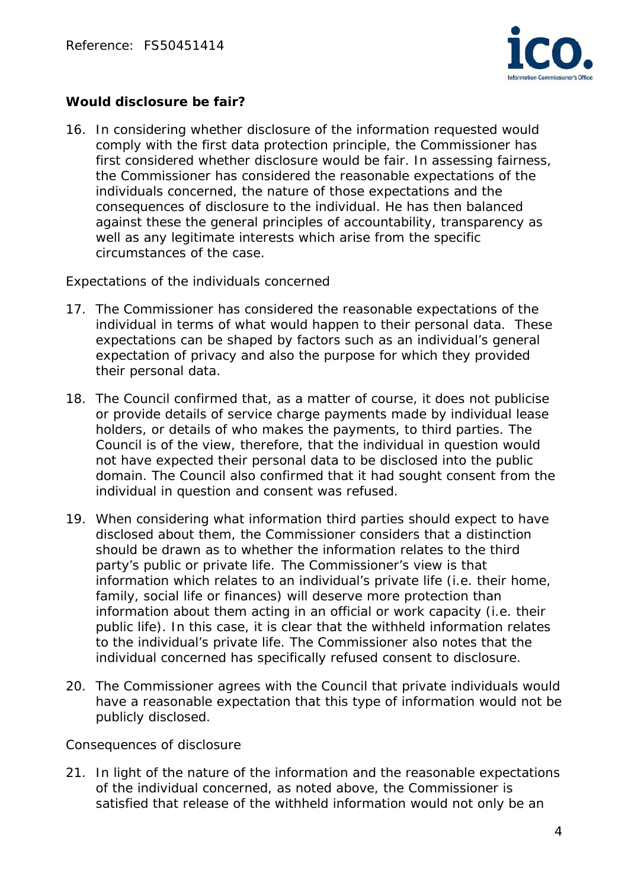**Would disclosure be fair?**

16. In considering whether disclosure of the information requested would comply with the first data protection principle, the Commissioner has first considered whether disclosure would be fair. In assessing fairness, the Commissioner has considered the reasonable expectations of the individuals concerned, the nature of those expectations and the consequences of disclosure to the individual. He has then balanced against these the general principles of accountability, transparency as well as any legitimate interests which arise from the specific circumstances of the case.

Expectations of the individuals concerned

17. The Commissioner has considered the reasonable expectations of the individual in terms of what would happen to their personal data. These expectations can be shaped by factors such as an individual's general expectation of privacy and also the purpose for which they provided their personal data.

18. The Council confirmed that, as a matter of course, it does not publicise or provide details of service charge payments made by individual lease holders, or details of who makes the payments, to third parties. The Council is of the view, therefore, that the individual in question would not have expected their personal data to be disclosed into the public domain. The Council also confirmed that it had sought consent from the individual in question and consent was refused.

19. When considering what information third parties should expect to have disclosed about them, the Commissioner considers that a distinction should be drawn as to whether the information relates to the third party's public or private life. The Commissioner's view is that information which relates to an individual's private life (i.e. their home, family, social life or finances) will deserve more protection than information about them acting in an official or work capacity (i.e. their public life). In this case, it is clear that the withheld information relates to the individual's private life. The Commissioner also notes that the individual concerned has specifically refused consent to disclosure.

20. The Commissioner agrees with the Council that private individuals would have a reasonable expectation that this type of information would not be publicly disclosed.

Consequences of disclosure

21. In light of the nature of the information and the reasonable expectations of the individual concerned, as noted above, the Commissioner is satisfied that release of the withheld information would not only be an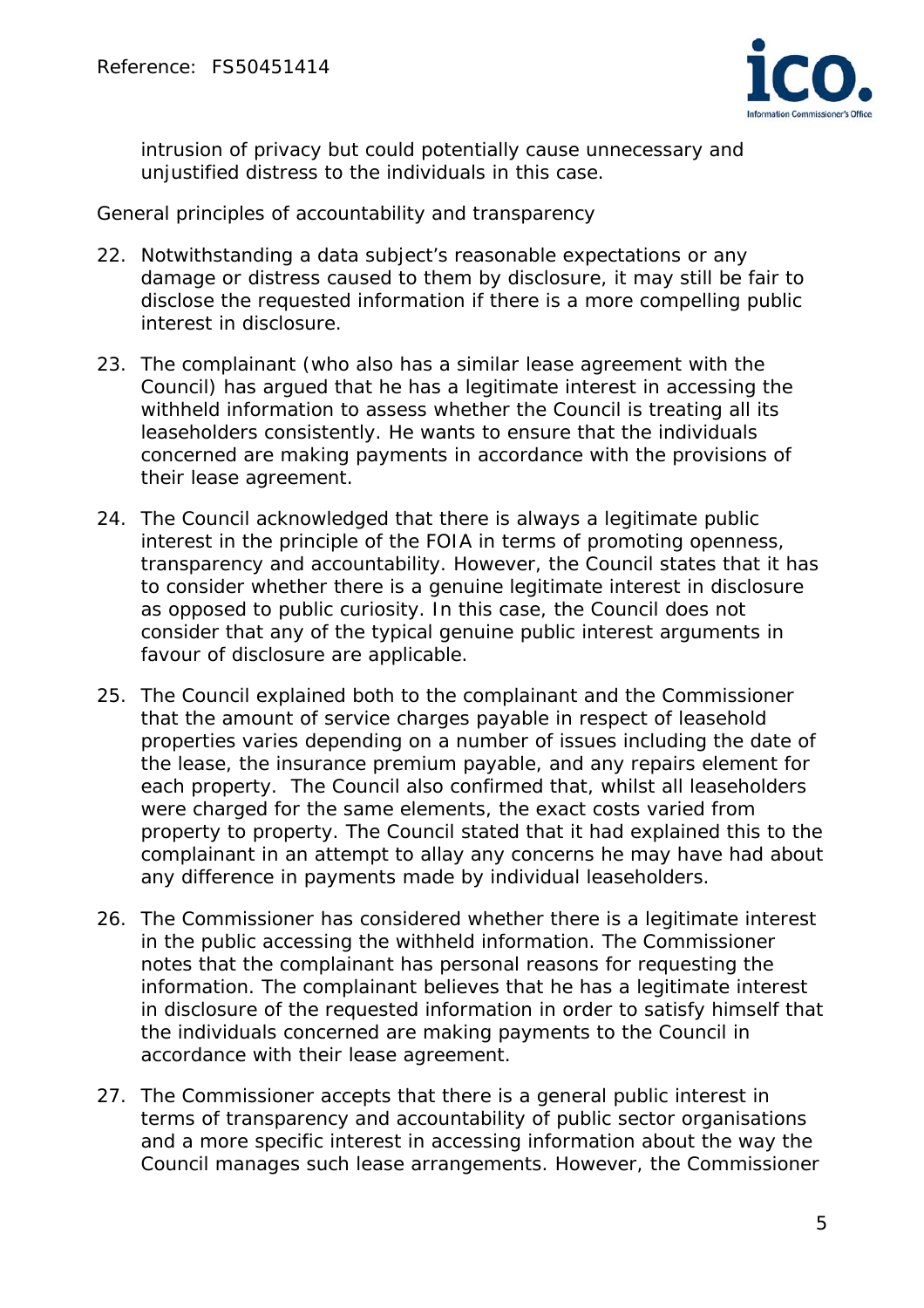intrusion of privacy but could potentially cause unnecessary and unjustified distress to the individuals in this case.

General principles of accountability and transparency

22. Notwithstanding a data subject's reasonable expectations or any damage or distress caused to them by disclosure, it may still be fair to disclose the requested information if there is a more compelling public interest in disclosure.

23. The complainant (who also has a similar lease agreement with the Council) has argued that he has a legitimate interest in accessing the withheld information to assess whether the Council is treating all its leaseholders consistently. He wants to ensure that the individuals concerned are making payments in accordance with the provisions of their lease agreement.

24. The Council acknowledged that there is always a legitimate public interest in the principle of the FOIA in terms of promoting openness, transparency and accountability. However, the Council states that it has to consider whether there is a genuine legitimate interest in disclosure as opposed to public curiosity. In this case, the Council does not consider that any of the typical genuine public interest arguments in favour of disclosure are applicable.

25. The Council explained both to the complainant and the Commissioner that the amount of service charges payable in respect of leasehold properties varies depending on a number of issues including the date of the lease, the insurance premium payable, and any repairs element for each property. The Council also confirmed that, whilst all leaseholders were charged for the same elements, the exact costs varied from property to property. The Council stated that it had explained this to the complainant in an attempt to allay any concerns he may have had about any difference in payments made by individual leaseholders.

26. The Commissioner has considered whether there is a legitimate interest in the public accessing the withheld information. The Commissioner notes that the complainant has personal reasons for requesting the information. The complainant believes that he has a legitimate interest in disclosure of the requested information in order to satisfy himself that the individuals concerned are making payments to the Council in accordance with their lease agreement.

27. The Commissioner accepts that there is a general public interest in terms of transparency and accountability of public sector organisations and a more specific interest in accessing information about the way the Council manages such lease arrangements. However, the Commissioner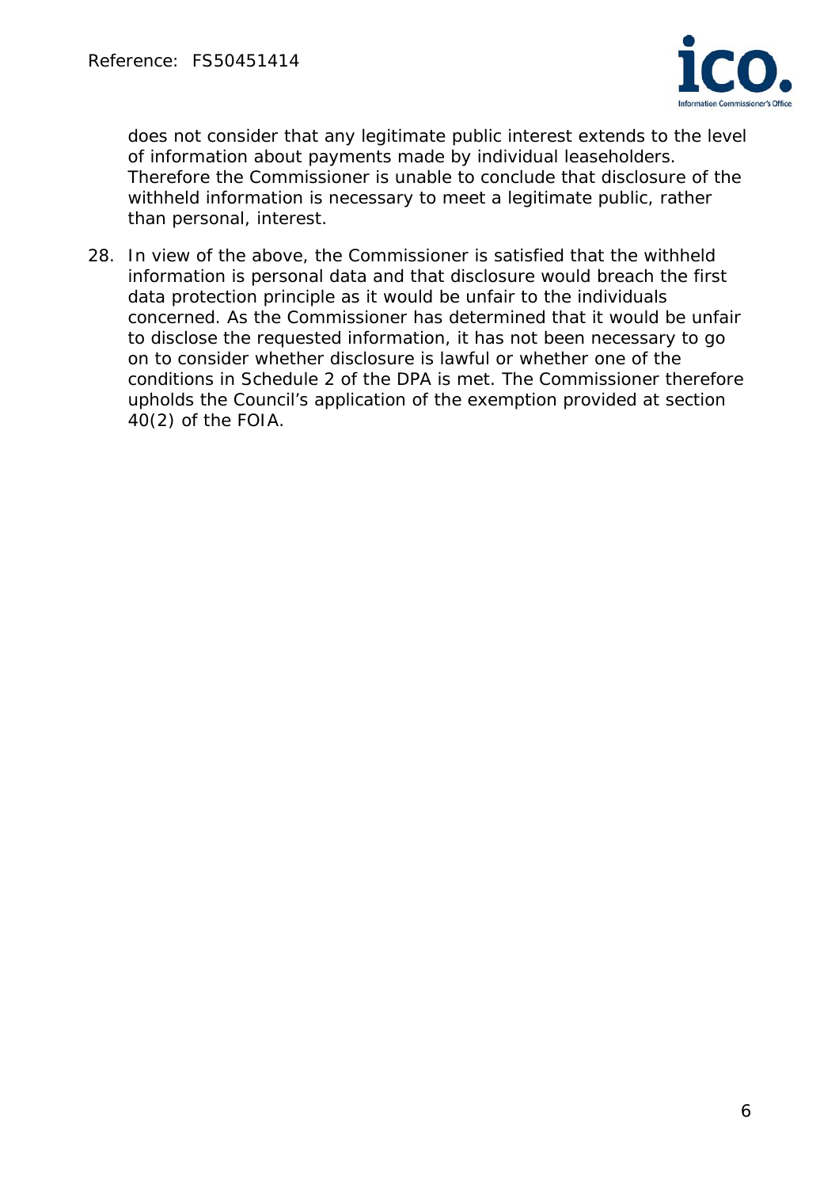does not consider that any legitimate public interest extends to the level of information about payments made by individual leaseholders. Therefore the Commissioner is unable to conclude that disclosure of the withheld information is necessary to meet a legitimate public, rather than personal, interest.

28. In view of the above, the Commissioner is satisfied that the withheld information is personal data and that disclosure would breach the first data protection principle as it would be unfair to the individuals concerned. As the Commissioner has determined that it would be unfair to disclose the requested information, it has not been necessary to go on to consider whether disclosure is lawful or whether one of the conditions in Schedule 2 of the DPA is met. The Commissioner therefore upholds the Council's application of the exemption provided at section 40(2) of the FOIA.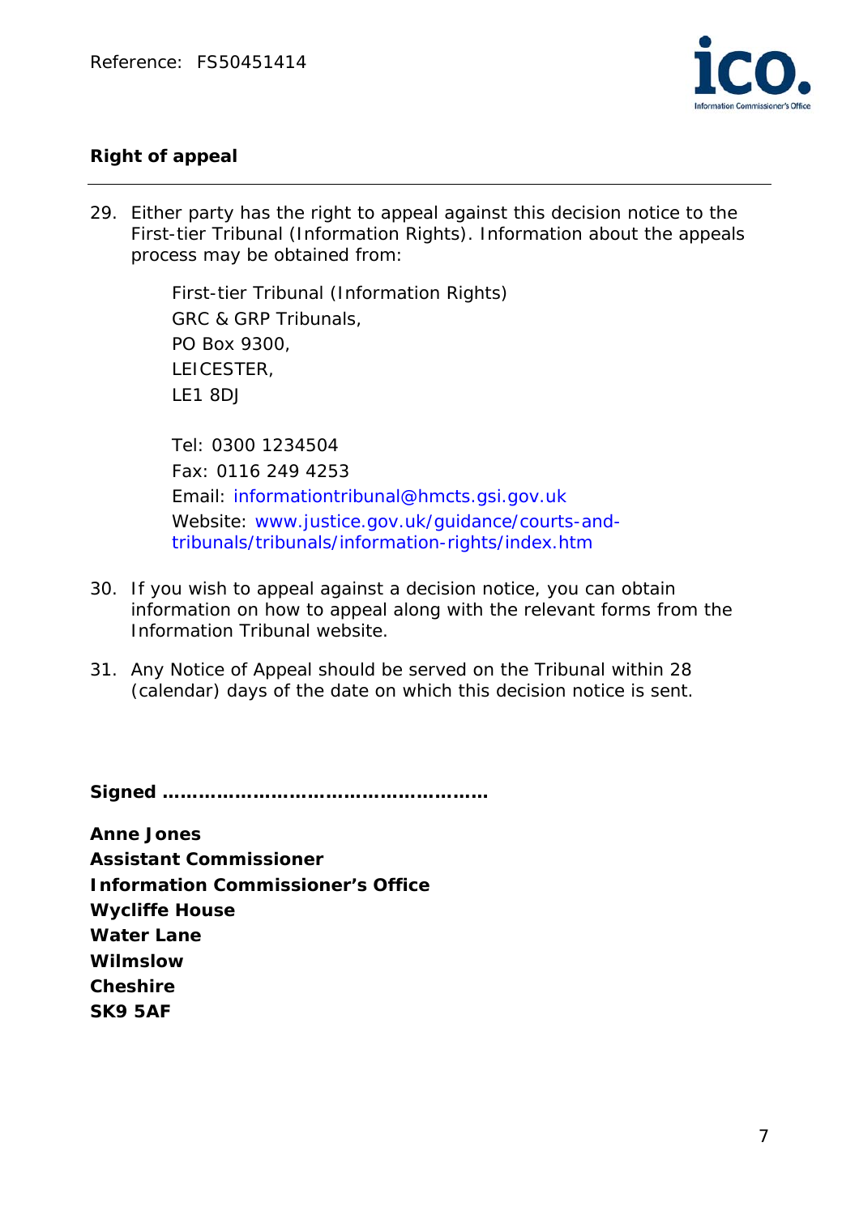## Right of appeal

29. Either party has the right to appeal against this decision notice to the First-tier Tribunal (Information Rights). Information about the appeals process may be obtained from:

    First-tier Tribunal (Information Rights)
    GRC & GRP Tribunals,
    PO Box 9300,
    LEICESTER,
    LE1 8DJ

    Tel: 0300 1234504
    Fax: 0116 249 4253
    Email: informationtribunal@hmcts.gsi.gov.uk
    Website: www.justice.gov.uk/guidance/courts-and-tribunals/tribunals/information-rights/index.htm

30. If you wish to appeal against a decision notice, you can obtain information on how to appeal along with the relevant forms from the Information Tribunal website.

31. Any Notice of Appeal should be served on the Tribunal within 28 (calendar) days of the date on which this decision notice is sent.

**Signed ………………………………………………**

**Anne Jones**
**Assistant Commissioner**
**Information Commissioner's Office**
**Wycliffe House**
**Water Lane**
**Wilmslow**
**Cheshire**
**SK9 5AF**